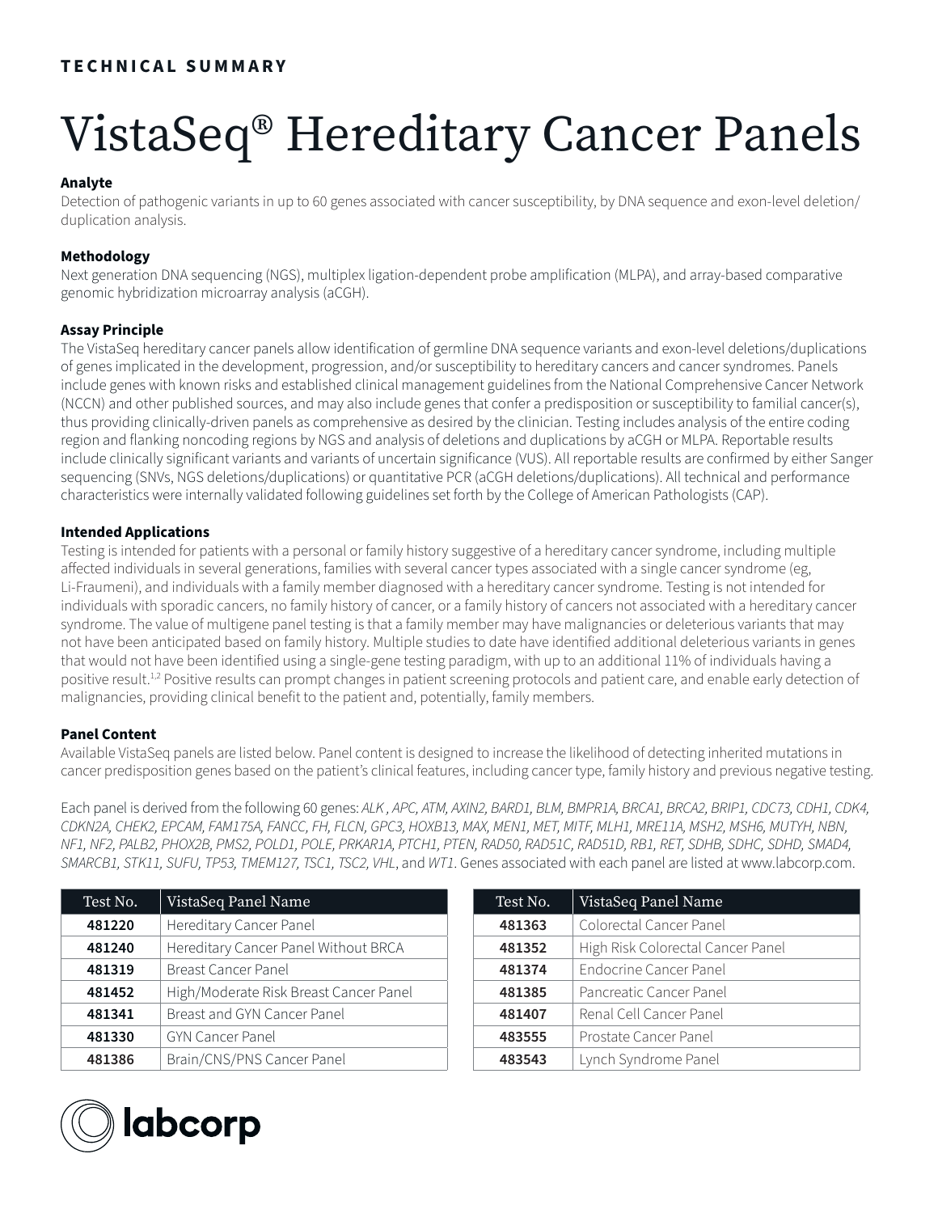**TECHNICAL SUMMARY**

# VistaSeq® Hereditary Cancer Panels

### Analyte

Detection of pathogenic variants in up to 60 genes associated with cancer susceptibility, by DNA sequence and exon-level deletion/duplication analysis.

### Methodology

Next generation DNA sequencing (NGS), multiplex ligation-dependent probe amplification (MLPA), and array-based comparative genomic hybridization microarray analysis (aCGH).

### Assay Principle

The VistaSeq hereditary cancer panels allow identification of germline DNA sequence variants and exon-level deletions/duplications of genes implicated in the development, progression, and/or susceptibility to hereditary cancers and cancer syndromes. Panels include genes with known risks and established clinical management guidelines from the National Comprehensive Cancer Network (NCCN) and other published sources, and may also include genes that confer a predisposition or susceptibility to familial cancer(s), thus providing clinically-driven panels as comprehensive as desired by the clinician. Testing includes analysis of the entire coding region and flanking noncoding regions by NGS and analysis of deletions and duplications by aCGH or MLPA. Reportable results include clinically significant variants and variants of uncertain significance (VUS). All reportable results are confirmed by either Sanger sequencing (SNVs, NGS deletions/duplications) or quantitative PCR (aCGH deletions/duplications). All technical and performance characteristics were internally validated following guidelines set forth by the College of American Pathologists (CAP).

### Intended Applications

Testing is intended for patients with a personal or family history suggestive of a hereditary cancer syndrome, including multiple affected individuals in several generations, families with several cancer types associated with a single cancer syndrome (eg, Li-Fraumeni), and individuals with a family member diagnosed with a hereditary cancer syndrome. Testing is not intended for individuals with sporadic cancers, no family history of cancer, or a family history of cancers not associated with a hereditary cancer syndrome. The value of multigene panel testing is that a family member may have malignancies or deleterious variants that may not have been anticipated based on family history. Multiple studies to date have identified additional deleterious variants in genes that would not have been identified using a single-gene testing paradigm, with up to an additional 11% of individuals having a positive result.[1,2] Positive results can prompt changes in patient screening protocols and patient care, and enable early detection of malignancies, providing clinical benefit to the patient and, potentially, family members.

### Panel Content

Available VistaSeq panels are listed below. Panel content is designed to increase the likelihood of detecting inherited mutations in cancer predisposition genes based on the patient's clinical features, including cancer type, family history and previous negative testing.

Each panel is derived from the following 60 genes: *ALK , APC, ATM, AXIN2, BARD1, BLM, BMPR1A, BRCA1, BRCA2, BRIP1, CDC73, CDH1, CDK4, CDKN2A, CHEK2, EPCAM, FAM175A, FANCC, FH, FLCN, GPC3, HOXB13, MAX, MEN1, MET, MITF, MLH1, MRE11A, MSH2, MSH6, MUTYH, NBN, NF1, NF2, PALB2, PHOX2B, PMS2, POLD1, POLE, PRKAR1A, PTCH1, PTEN, RAD50, RAD51C, RAD51D, RB1, RET, SDHB, SDHC, SDHD, SMAD4, SMARCB1, STK11, SUFU, TP53, TMEM127, TSC1, TSC2, VHL*, and *WT1*. Genes associated with each panel are listed at www.labcorp.com.

| Test No. | VistaSeq Panel Name |
|---|---|
| **481220** | Hereditary Cancer Panel |
| **481240** | Hereditary Cancer Panel Without BRCA |
| **481319** | Breast Cancer Panel |
| **481452** | High/Moderate Risk Breast Cancer Panel |
| **481341** | Breast and GYN Cancer Panel |
| **481330** | GYN Cancer Panel |
| **481386** | Brain/CNS/PNS Cancer Panel |
| **481363** | Colorectal Cancer Panel |
| **481352** | High Risk Colorectal Cancer Panel |
| **481374** | Endocrine Cancer Panel |
| **481385** | Pancreatic Cancer Panel |
| **481407** | Renal Cell Cancer Panel |
| **483555** | Prostate Cancer Panel |
| **483543** | Lynch Syndrome Panel |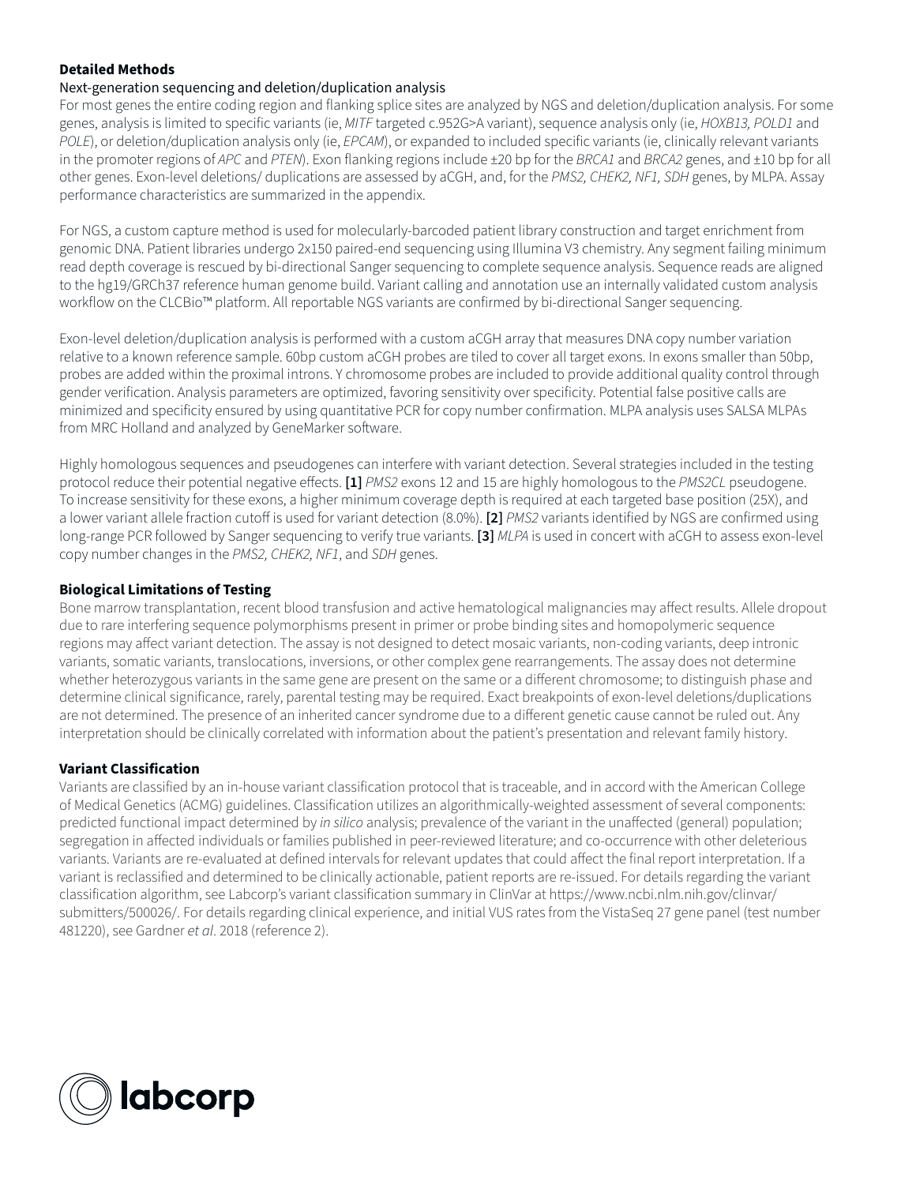## Detailed Methods

### Next-generation sequencing and deletion/duplication analysis

For most genes the entire coding region and flanking splice sites are analyzed by NGS and deletion/duplication analysis. For some genes, analysis is limited to specific variants (ie, *MITF* targeted c.952G>A variant), sequence analysis only (ie, *HOXB13, POLD1* and *POLE*), or deletion/duplication analysis only (ie, *EPCAM*), or expanded to included specific variants (ie, clinically relevant variants in the promoter regions of *APC* and *PTEN*). Exon flanking regions include ±20 bp for the *BRCA1* and *BRCA2* genes, and ±10 bp for all other genes. Exon-level deletions/ duplications are assessed by aCGH, and, for the *PMS2, CHEK2, NF1, SDH* genes, by MLPA. Assay performance characteristics are summarized in the appendix.

For NGS, a custom capture method is used for molecularly-barcoded patient library construction and target enrichment from genomic DNA. Patient libraries undergo 2x150 paired-end sequencing using Illumina V3 chemistry. Any segment failing minimum read depth coverage is rescued by bi-directional Sanger sequencing to complete sequence analysis. Sequence reads are aligned to the hg19/GRCh37 reference human genome build. Variant calling and annotation use an internally validated custom analysis workflow on the CLCBio™ platform. All reportable NGS variants are confirmed by bi-directional Sanger sequencing.

Exon-level deletion/duplication analysis is performed with a custom aCGH array that measures DNA copy number variation relative to a known reference sample. 60bp custom aCGH probes are tiled to cover all target exons. In exons smaller than 50bp, probes are added within the proximal introns. Y chromosome probes are included to provide additional quality control through gender verification. Analysis parameters are optimized, favoring sensitivity over specificity. Potential false positive calls are minimized and specificity ensured by using quantitative PCR for copy number confirmation. MLPA analysis uses SALSA MLPAs from MRC Holland and analyzed by GeneMarker software.

Highly homologous sequences and pseudogenes can interfere with variant detection. Several strategies included in the testing protocol reduce their potential negative effects. **[1]** *PMS2* exons 12 and 15 are highly homologous to the *PMS2CL* pseudogene. To increase sensitivity for these exons, a higher minimum coverage depth is required at each targeted base position (25X), and a lower variant allele fraction cutoff is used for variant detection (8.0%). **[2]** *PMS2* variants identified by NGS are confirmed using long-range PCR followed by Sanger sequencing to verify true variants. **[3]** *MLPA* is used in concert with aCGH to assess exon-level copy number changes in the *PMS2, CHEK2, NF1*, and *SDH* genes.

## Biological Limitations of Testing

Bone marrow transplantation, recent blood transfusion and active hematological malignancies may affect results. Allele dropout due to rare interfering sequence polymorphisms present in primer or probe binding sites and homopolymeric sequence regions may affect variant detection. The assay is not designed to detect mosaic variants, non-coding variants, deep intronic variants, somatic variants, translocations, inversions, or other complex gene rearrangements. The assay does not determine whether heterozygous variants in the same gene are present on the same or a different chromosome; to distinguish phase and determine clinical significance, rarely, parental testing may be required. Exact breakpoints of exon-level deletions/duplications are not determined. The presence of an inherited cancer syndrome due to a different genetic cause cannot be ruled out. Any interpretation should be clinically correlated with information about the patient's presentation and relevant family history.

## Variant Classification

Variants are classified by an in-house variant classification protocol that is traceable, and in accord with the American College of Medical Genetics (ACMG) guidelines. Classification utilizes an algorithmically-weighted assessment of several components: predicted functional impact determined by *in silico* analysis; prevalence of the variant in the unaffected (general) population; segregation in affected individuals or families published in peer-reviewed literature; and co-occurrence with other deleterious variants. Variants are re-evaluated at defined intervals for relevant updates that could affect the final report interpretation. If a variant is reclassified and determined to be clinically actionable, patient reports are re-issued. For details regarding the variant classification algorithm, see Labcorp's variant classification summary in ClinVar at https://www.ncbi.nlm.nih.gov/clinvar/submitters/500026/. For details regarding clinical experience, and initial VUS rates from the VistaSeq 27 gene panel (test number 481220), see Gardner *et al*. 2018 (reference 2).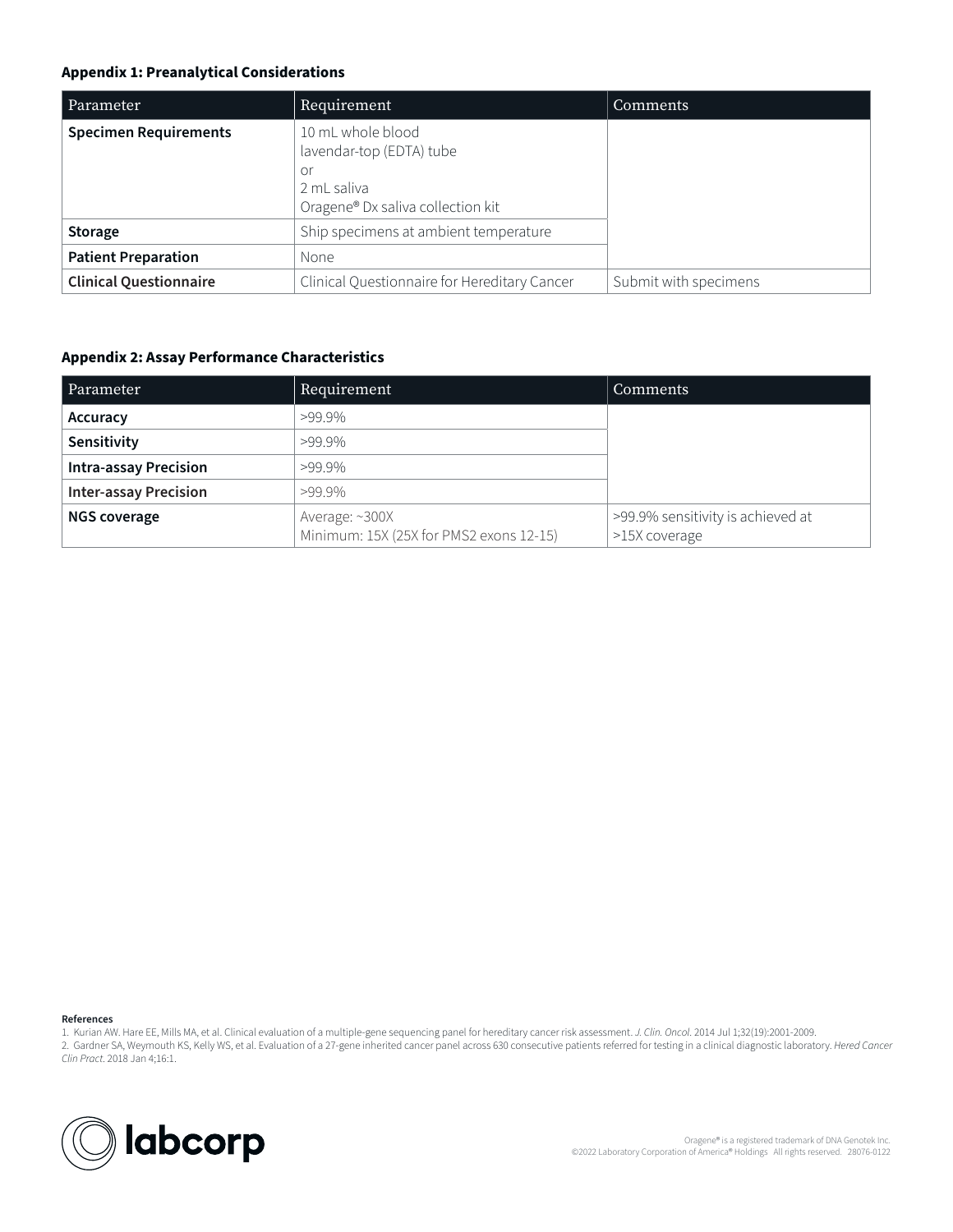**Appendix 1: Preanalytical Considerations**

| Parameter | Requirement | Comments |
|---|---|---|
| **Specimen Requirements** | 10 mL whole blood<br>lavendar-top (EDTA) tube<br>or<br>2 mL saliva<br>Oragene® Dx saliva collection kit | |
| **Storage** | Ship specimens at ambient temperature | |
| **Patient Preparation** | None | |
| **Clinical Questionnaire** | Clinical Questionnaire for Hereditary Cancer | Submit with specimens |

**Appendix 2: Assay Performance Characteristics**

| Parameter | Requirement | Comments |
|---|---|---|
| **Accuracy** | >99.9% | |
| **Sensitivity** | >99.9% | |
| **Intra-assay Precision** | >99.9% | |
| **Inter-assay Precision** | >99.9% | |
| **NGS coverage** | Average: ~300X<br>Minimum: 15X (25X for PMS2 exons 12-15) | >99.9% sensitivity is achieved at >15X coverage |

**References**

1. Kurian AW. Hare EE, Mills MA, et al. Clinical evaluation of a multiple-gene sequencing panel for hereditary cancer risk assessment. *J. Clin. Oncol.* 2014 Jul 1;32(19):2001-2009.
2. Gardner SA, Weymouth KS, Kelly WS, et al. Evaluation of a 27-gene inherited cancer panel across 630 consecutive patients referred for testing in a clinical diagnostic laboratory. *Hered Cancer Clin Pract*. 2018 Jan 4;16:1.

labcorp

Oragene® is a registered trademark of DNA Genotek Inc.
©2022 Laboratory Corporation of America® Holdings All rights reserved. 28076-0122